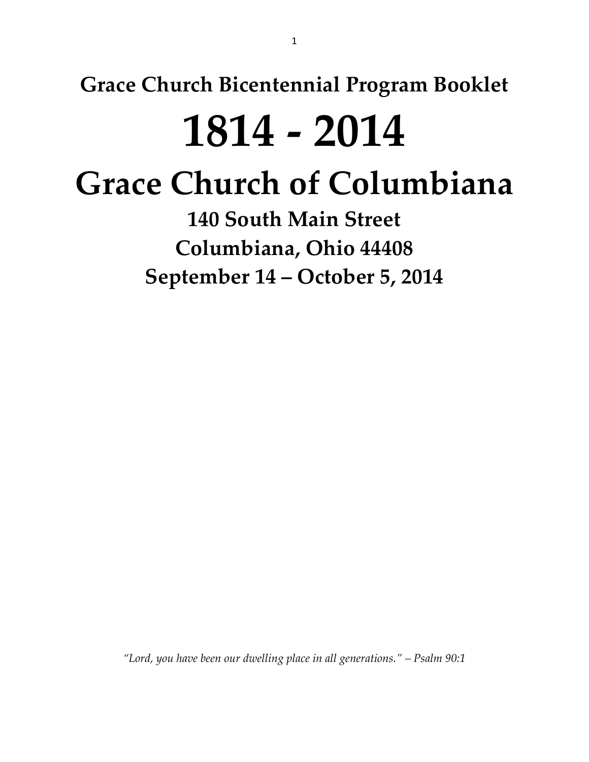**Grace Church Bicentennial Program Booklet**

# 1814 - 2014

# Grace Church of Columbiana

**140 South Main Street**

**Columbiana, Ohio 44408**

**September 14 – October 5, 2014**

*"Lord, you have been our dwelling place in all generations." – Psalm 90:1*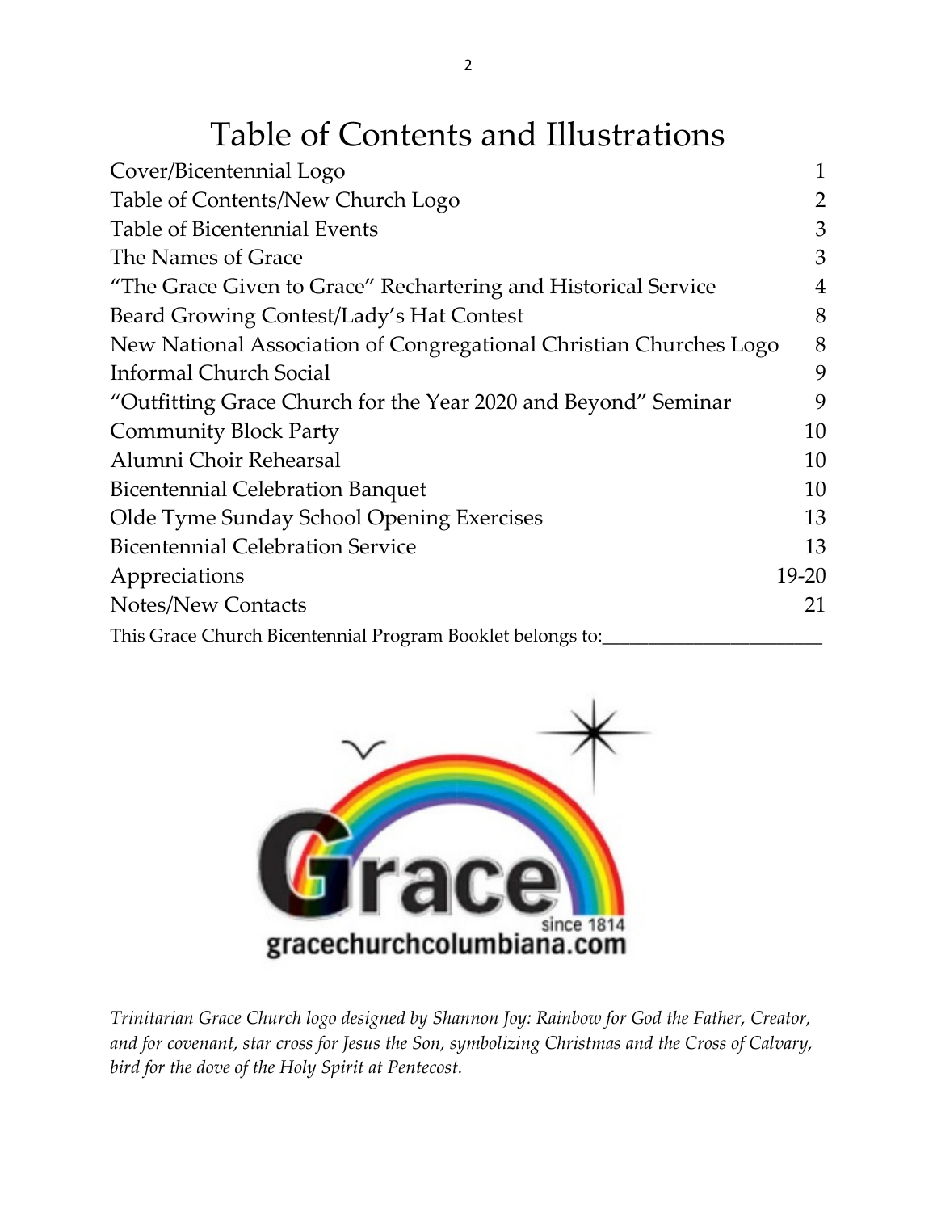# Table of Contents and Illustrations

| | |
|---|---|
| Cover/Bicentennial Logo | 1 |
| Table of Contents/New Church Logo | 2 |
| Table of Bicentennial Events | 3 |
| The Names of Grace | 3 |
| "The Grace Given to Grace" Rechartering and Historical Service | 4 |
| Beard Growing Contest/Lady's Hat Contest | 8 |
| New National Association of Congregational Christian Churches Logo | 8 |
| Informal Church Social | 9 |
| "Outfitting Grace Church for the Year 2020 and Beyond" Seminar | 9 |
| Community Block Party | 10 |
| Alumni Choir Rehearsal | 10 |
| Bicentennial Celebration Banquet | 10 |
| Olde Tyme Sunday School Opening Exercises | 13 |
| Bicentennial Celebration Service | 13 |
| Appreciations | 19-20 |
| Notes/New Contacts | 21 |

This Grace Church Bicentennial Program Booklet belongs to:_______________________

Grace since 1814

gracechurchcolumbiana.com

*Trinitarian Grace Church logo designed by Shannon Joy: Rainbow for God the Father, Creator, and for covenant, star cross for Jesus the Son, symbolizing Christmas and the Cross of Calvary, bird for the dove of the Holy Spirit at Pentecost.*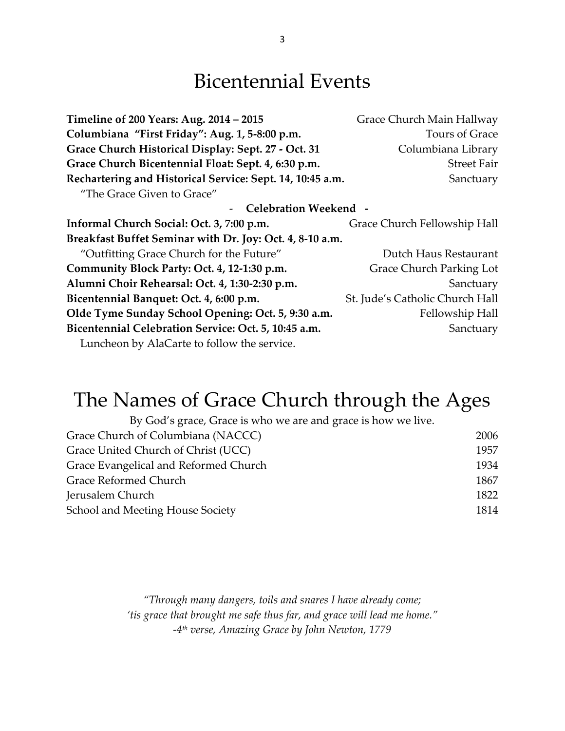# Bicentennial Events

| | |
|---|---|
| **Timeline of 200 Years: Aug. 2014 – 2015** | Grace Church Main Hallway |
| **Columbiana "First Friday": Aug. 1, 5-8:00 p.m.** | Tours of Grace |
| **Grace Church Historical Display: Sept. 27 - Oct. 31** | Columbiana Library |
| **Grace Church Bicentennial Float: Sept. 4, 6:30 p.m.** | Street Fair |
| **Rechartering and Historical Service: Sept. 14, 10:45 a.m.** | Sanctuary |
| "The Grace Given to Grace" | |
| - **Celebration Weekend -** | |
| **Informal Church Social: Oct. 3, 7:00 p.m.** | Grace Church Fellowship Hall |
| **Breakfast Buffet Seminar with Dr. Joy: Oct. 4, 8-10 a.m.** | |
| "Outfitting Grace Church for the Future" | Dutch Haus Restaurant |
| **Community Block Party: Oct. 4, 12-1:30 p.m.** | Grace Church Parking Lot |
| **Alumni Choir Rehearsal: Oct. 4, 1:30-2:30 p.m.** | Sanctuary |
| **Bicentennial Banquet: Oct. 4, 6:00 p.m.** | St. Jude's Catholic Church Hall |
| **Olde Tyme Sunday School Opening: Oct. 5, 9:30 a.m.** | Fellowship Hall |
| **Bicentennial Celebration Service: Oct. 5, 10:45 a.m.** | Sanctuary |
| Luncheon by AlaCarte to follow the service. | |

# The Names of Grace Church through the Ages

By God's grace, Grace is who we are and grace is how we live.

| | |
|---|---|
| Grace Church of Columbiana (NACCC) | 2006 |
| Grace United Church of Christ (UCC) | 1957 |
| Grace Evangelical and Reformed Church | 1934 |
| Grace Reformed Church | 1867 |
| Jerusalem Church | 1822 |
| School and Meeting House Society | 1814 |

*"Through many dangers, toils and snares I have already come;*
*'tis grace that brought me safe thus far, and grace will lead me home."*
*-4th verse, Amazing Grace by John Newton, 1779*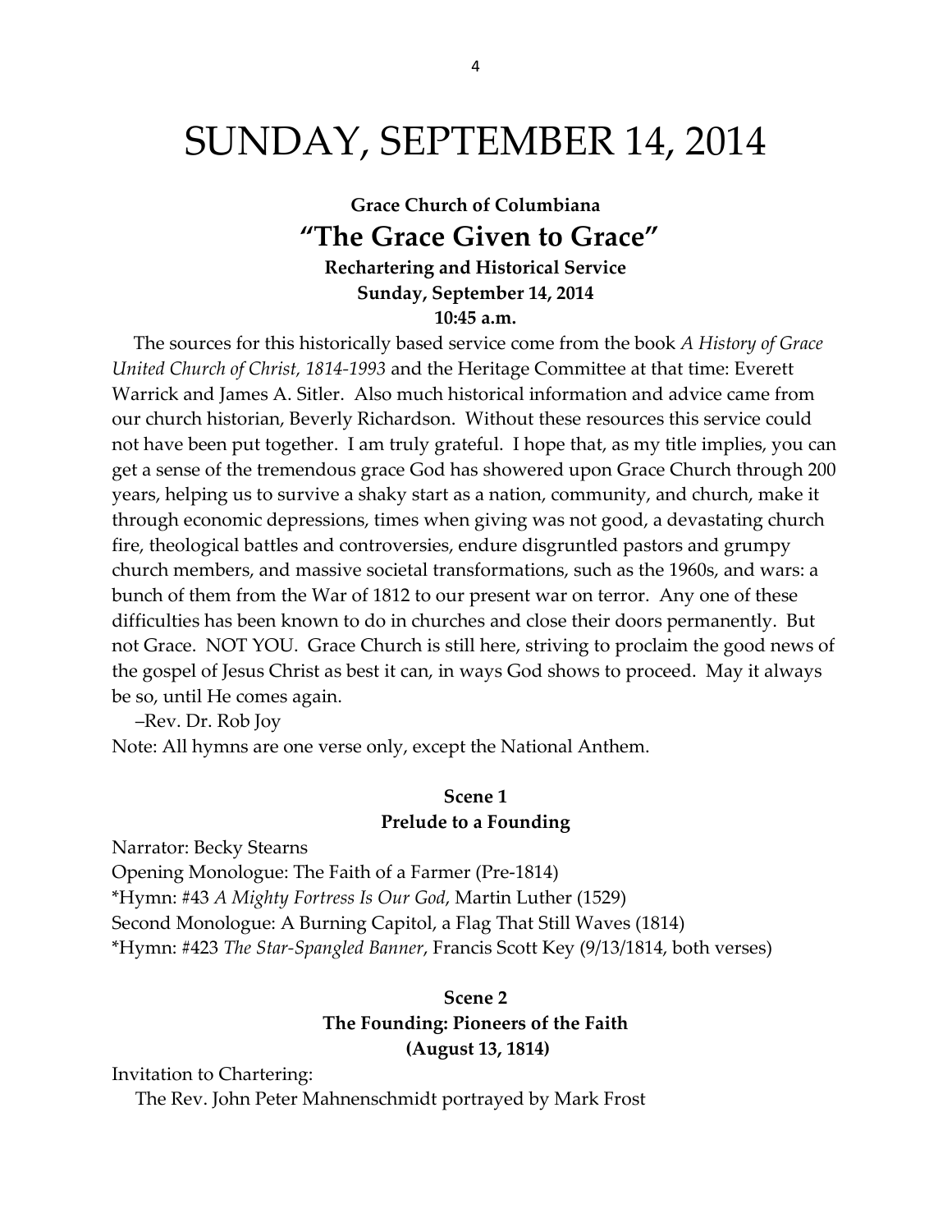# SUNDAY, SEPTEMBER 14, 2014

**Grace Church of Columbiana**

## "The Grace Given to Grace"

**Rechartering and Historical Service**
**Sunday, September 14, 2014**
**10:45 a.m.**

The sources for this historically based service come from the book *A History of Grace United Church of Christ, 1814-1993* and the Heritage Committee at that time: Everett Warrick and James A. Sitler. Also much historical information and advice came from our church historian, Beverly Richardson. Without these resources this service could not have been put together. I am truly grateful. I hope that, as my title implies, you can get a sense of the tremendous grace God has showered upon Grace Church through 200 years, helping us to survive a shaky start as a nation, community, and church, make it through economic depressions, times when giving was not good, a devastating church fire, theological battles and controversies, endure disgruntled pastors and grumpy church members, and massive societal transformations, such as the 1960s, and wars: a bunch of them from the War of 1812 to our present war on terror. Any one of these difficulties has been known to do in churches and close their doors permanently. But not Grace. NOT YOU. Grace Church is still here, striving to proclaim the good news of the gospel of Jesus Christ as best it can, in ways God shows to proceed. May it always be so, until He comes again.

–Rev. Dr. Rob Joy

Note: All hymns are one verse only, except the National Anthem.

### Scene 1
### Prelude to a Founding

Narrator: Becky Stearns
Opening Monologue: The Faith of a Farmer (Pre-1814)
*Hymn: #43 *A Mighty Fortress Is Our God*, Martin Luther (1529)
Second Monologue: A Burning Capitol, a Flag That Still Waves (1814)
*Hymn: #423 *The Star-Spangled Banner*, Francis Scott Key (9/13/1814, both verses)

### Scene 2
### The Founding: Pioneers of the Faith
### (August 13, 1814)

Invitation to Chartering:
The Rev. John Peter Mahnenschmidt portrayed by Mark Frost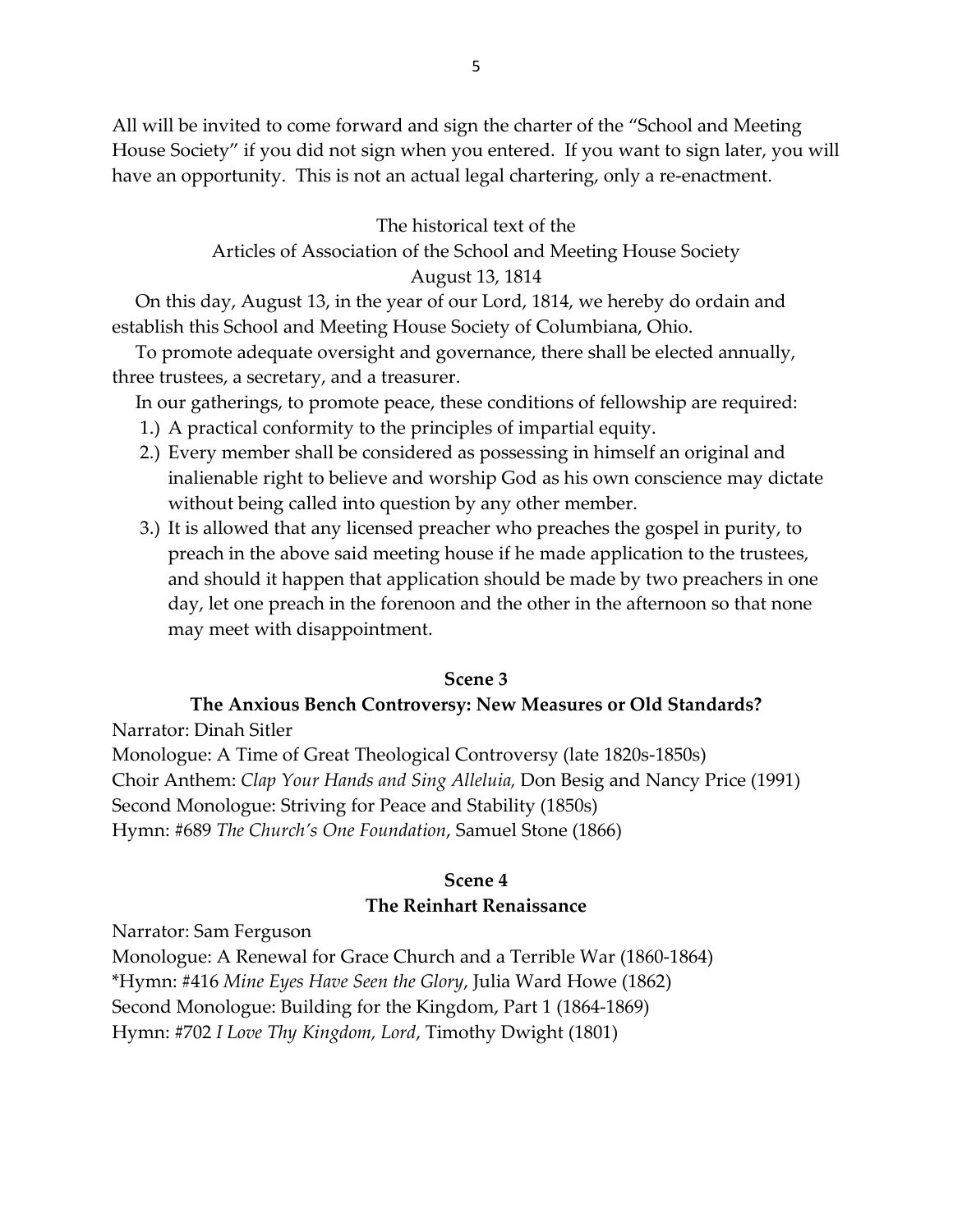All will be invited to come forward and sign the charter of the "School and Meeting House Society" if you did not sign when you entered. If you want to sign later, you will have an opportunity. This is not an actual legal chartering, only a re-enactment.

The historical text of the
Articles of Association of the School and Meeting House Society
August 13, 1814

On this day, August 13, in the year of our Lord, 1814, we hereby do ordain and establish this School and Meeting House Society of Columbiana, Ohio.

To promote adequate oversight and governance, there shall be elected annually, three trustees, a secretary, and a treasurer.

In our gatherings, to promote peace, these conditions of fellowship are required:

1.) A practical conformity to the principles of impartial equity.
2.) Every member shall be considered as possessing in himself an original and inalienable right to believe and worship God as his own conscience may dictate without being called into question by any other member.
3.) It is allowed that any licensed preacher who preaches the gospel in purity, to preach in the above said meeting house if he made application to the trustees, and should it happen that application should be made by two preachers in one day, let one preach in the forenoon and the other in the afternoon so that none may meet with disappointment.

**Scene 3**

**The Anxious Bench Controversy: New Measures or Old Standards?**

Narrator: Dinah Sitler
Monologue: A Time of Great Theological Controversy (late 1820s-1850s)
Choir Anthem: *Clap Your Hands and Sing Alleluia,* Don Besig and Nancy Price (1991)
Second Monologue: Striving for Peace and Stability (1850s)
Hymn: #689 *The Church's One Foundation*, Samuel Stone (1866)

**Scene 4**

**The Reinhart Renaissance**

Narrator: Sam Ferguson
Monologue: A Renewal for Grace Church and a Terrible War (1860-1864)
*Hymn: #416 *Mine Eyes Have Seen the Glory*, Julia Ward Howe (1862)
Second Monologue: Building for the Kingdom, Part 1 (1864-1869)
Hymn: #702 *I Love Thy Kingdom, Lord*, Timothy Dwight (1801)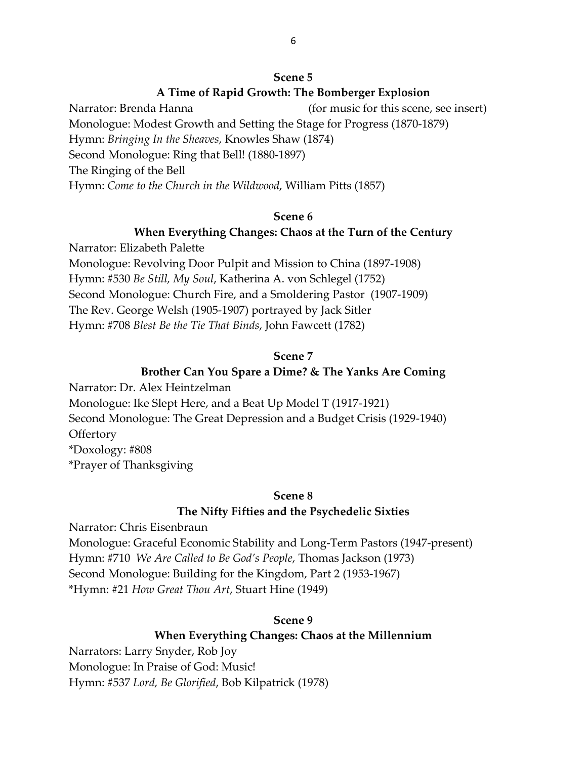### Scene 5

### A Time of Rapid Growth: The Bomberger Explosion

Narrator: Brenda Hanna (for music for this scene, see insert)

Monologue: Modest Growth and Setting the Stage for Progress (1870-1879)

Hymn: *Bringing In the Sheaves*, Knowles Shaw (1874)

Second Monologue: Ring that Bell! (1880-1897)

The Ringing of the Bell

Hymn: *Come to the Church in the Wildwood*, William Pitts (1857)

### Scene 6

### When Everything Changes: Chaos at the Turn of the Century

Narrator: Elizabeth Palette

Monologue: Revolving Door Pulpit and Mission to China (1897-1908)

Hymn: #530 *Be Still, My Soul*, Katherina A. von Schlegel (1752)

Second Monologue: Church Fire, and a Smoldering Pastor (1907-1909)

The Rev. George Welsh (1905-1907) portrayed by Jack Sitler

Hymn: #708 *Blest Be the Tie That Binds*, John Fawcett (1782)

### Scene 7

### Brother Can You Spare a Dime? & The Yanks Are Coming

Narrator: Dr. Alex Heintzelman

Monologue: Ike Slept Here, and a Beat Up Model T (1917-1921)

Second Monologue: The Great Depression and a Budget Crisis (1929-1940)

Offertory

*Doxology: #808

*Prayer of Thanksgiving

### Scene 8

### The Nifty Fifties and the Psychedelic Sixties

Narrator: Chris Eisenbraun

Monologue: Graceful Economic Stability and Long-Term Pastors (1947-present)

Hymn: #710 *We Are Called to Be God's People*, Thomas Jackson (1973)

Second Monologue: Building for the Kingdom, Part 2 (1953-1967)

*Hymn: #21 *How Great Thou Art*, Stuart Hine (1949)

### Scene 9

### When Everything Changes: Chaos at the Millennium

Narrators: Larry Snyder, Rob Joy

Monologue: In Praise of God: Music!

Hymn: #537 *Lord, Be Glorified*, Bob Kilpatrick (1978)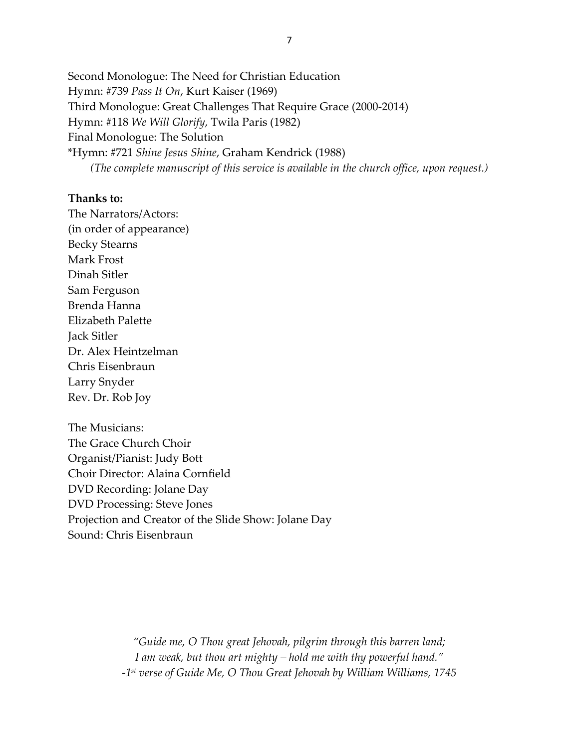Second Monologue: The Need for Christian Education
Hymn: #739 *Pass It On*, Kurt Kaiser (1969)
Third Monologue: Great Challenges That Require Grace (2000-2014)
Hymn: #118 *We Will Glorify*, Twila Paris (1982)
Final Monologue: The Solution
*Hymn: #721 *Shine Jesus Shine*, Graham Kendrick (1988)
*(The complete manuscript of this service is available in the church office, upon request.)*

**Thanks to:**
The Narrators/Actors:
(in order of appearance)
Becky Stearns
Mark Frost
Dinah Sitler
Sam Ferguson
Brenda Hanna
Elizabeth Palette
Jack Sitler
Dr. Alex Heintzelman
Chris Eisenbraun
Larry Snyder
Rev. Dr. Rob Joy

The Musicians:
The Grace Church Choir
Organist/Pianist: Judy Bott
Choir Director: Alaina Cornfield
DVD Recording: Jolane Day
DVD Processing: Steve Jones
Projection and Creator of the Slide Show: Jolane Day
Sound: Chris Eisenbraun

*"Guide me, O Thou great Jehovah, pilgrim through this barren land;*
*I am weak, but thou art mighty – hold me with thy powerful hand."*
*-1st verse of Guide Me, O Thou Great Jehovah by William Williams, 1745*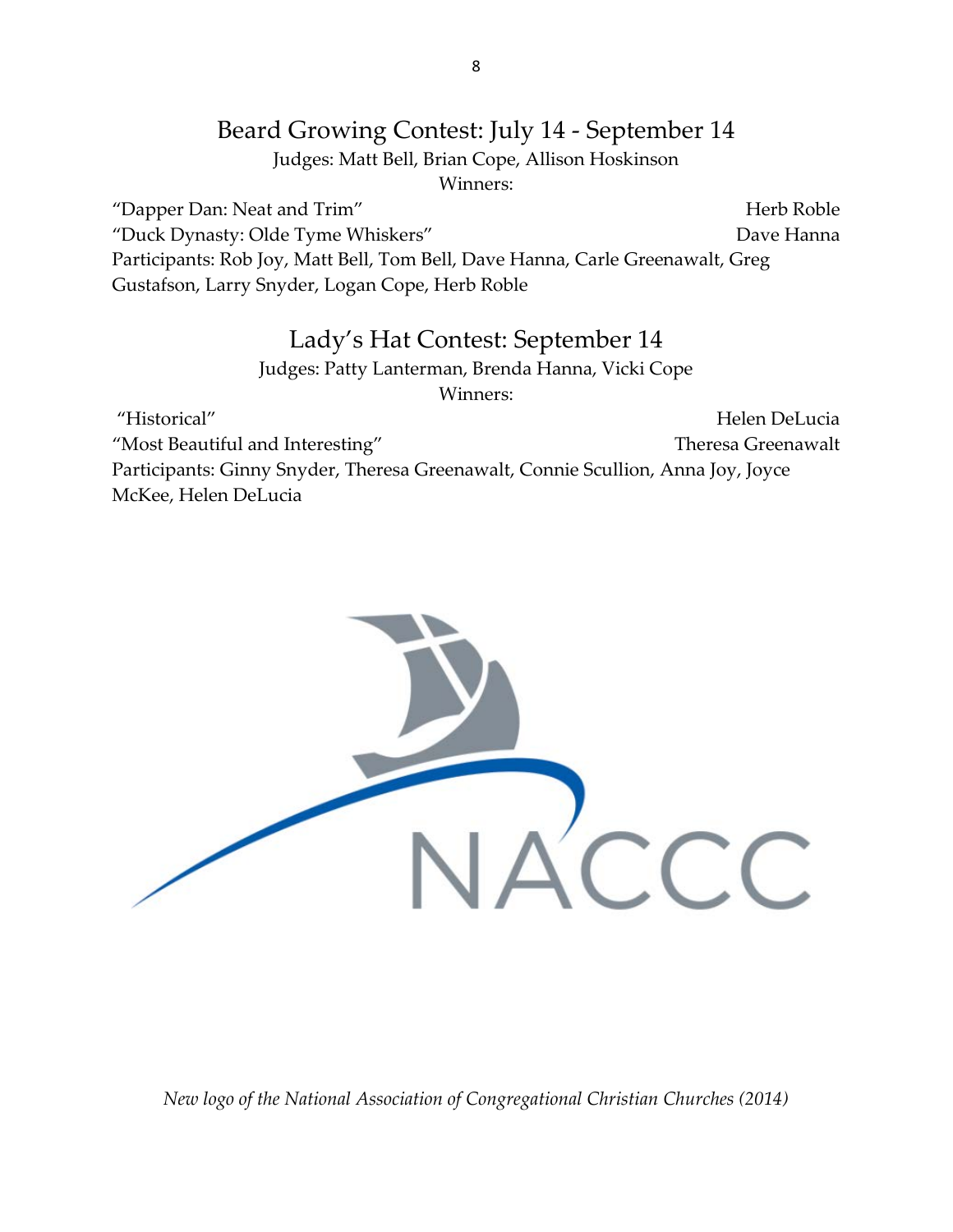## Beard Growing Contest: July 14 - September 14

Judges: Matt Bell, Brian Cope, Allison Hoskinson

Winners:

"Dapper Dan: Neat and Trim" Herb Roble

"Duck Dynasty: Olde Tyme Whiskers" Dave Hanna

Participants: Rob Joy, Matt Bell, Tom Bell, Dave Hanna, Carle Greenawalt, Greg Gustafson, Larry Snyder, Logan Cope, Herb Roble

## Lady's Hat Contest: September 14

Judges: Patty Lanterman, Brenda Hanna, Vicki Cope

Winners:

"Historical" Helen DeLucia

"Most Beautiful and Interesting" Theresa Greenawalt

Participants: Ginny Snyder, Theresa Greenawalt, Connie Scullion, Anna Joy, Joyce McKee, Helen DeLucia

NACCC

*New logo of the National Association of Congregational Christian Churches (2014)*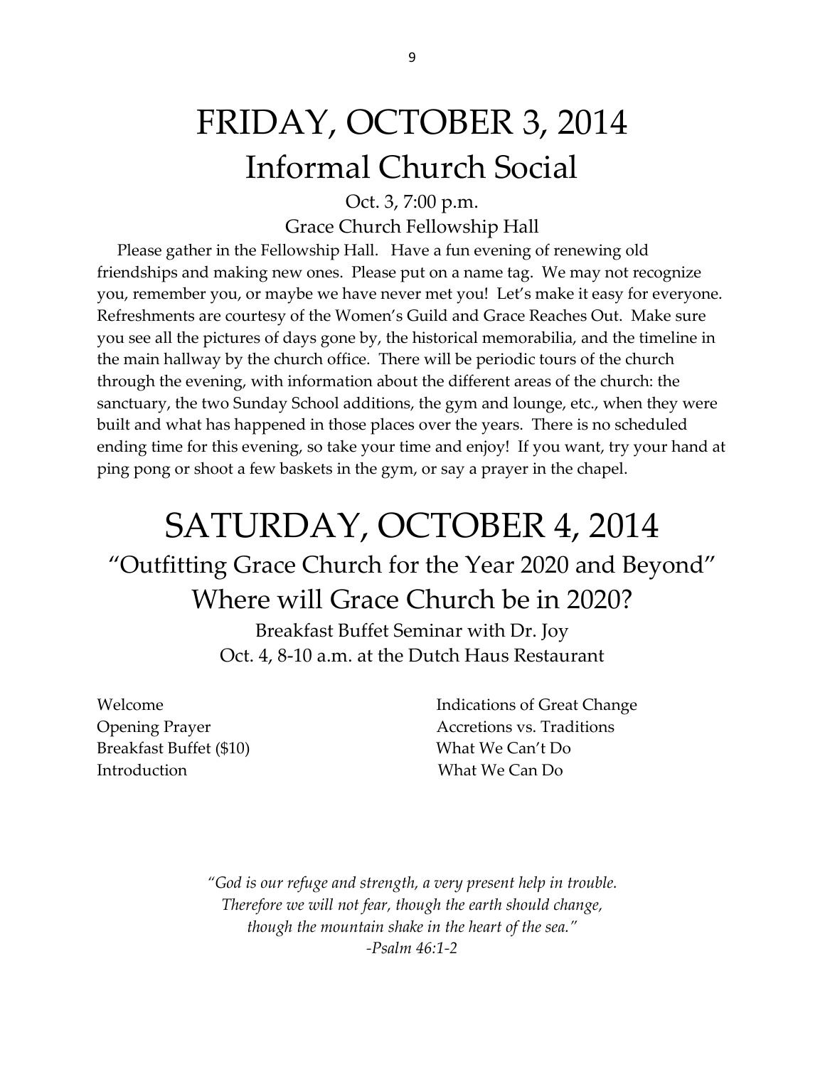# FRIDAY, OCTOBER 3, 2014

## Informal Church Social

Oct. 3, 7:00 p.m.

Grace Church Fellowship Hall

Please gather in the Fellowship Hall. Have a fun evening of renewing old friendships and making new ones. Please put on a name tag. We may not recognize you, remember you, or maybe we have never met you! Let's make it easy for everyone. Refreshments are courtesy of the Women's Guild and Grace Reaches Out. Make sure you see all the pictures of days gone by, the historical memorabilia, and the timeline in the main hallway by the church office. There will be periodic tours of the church through the evening, with information about the different areas of the church: the sanctuary, the two Sunday School additions, the gym and lounge, etc., when they were built and what has happened in those places over the years. There is no scheduled ending time for this evening, so take your time and enjoy! If you want, try your hand at ping pong or shoot a few baskets in the gym, or say a prayer in the chapel.

# SATURDAY, OCTOBER 4, 2014

## "Outfitting Grace Church for the Year 2020 and Beyond"

## Where will Grace Church be in 2020?

Breakfast Buffet Seminar with Dr. Joy

Oct. 4, 8-10 a.m. at the Dutch Haus Restaurant

Welcome

Opening Prayer

Breakfast Buffet ($10)

Introduction

Indications of Great Change

Accretions vs. Traditions

What We Can't Do

What We Can Do

*"God is our refuge and strength, a very present help in trouble.*
*Therefore we will not fear, though the earth should change,*
*though the mountain shake in the heart of the sea."*
*-Psalm 46:1-2*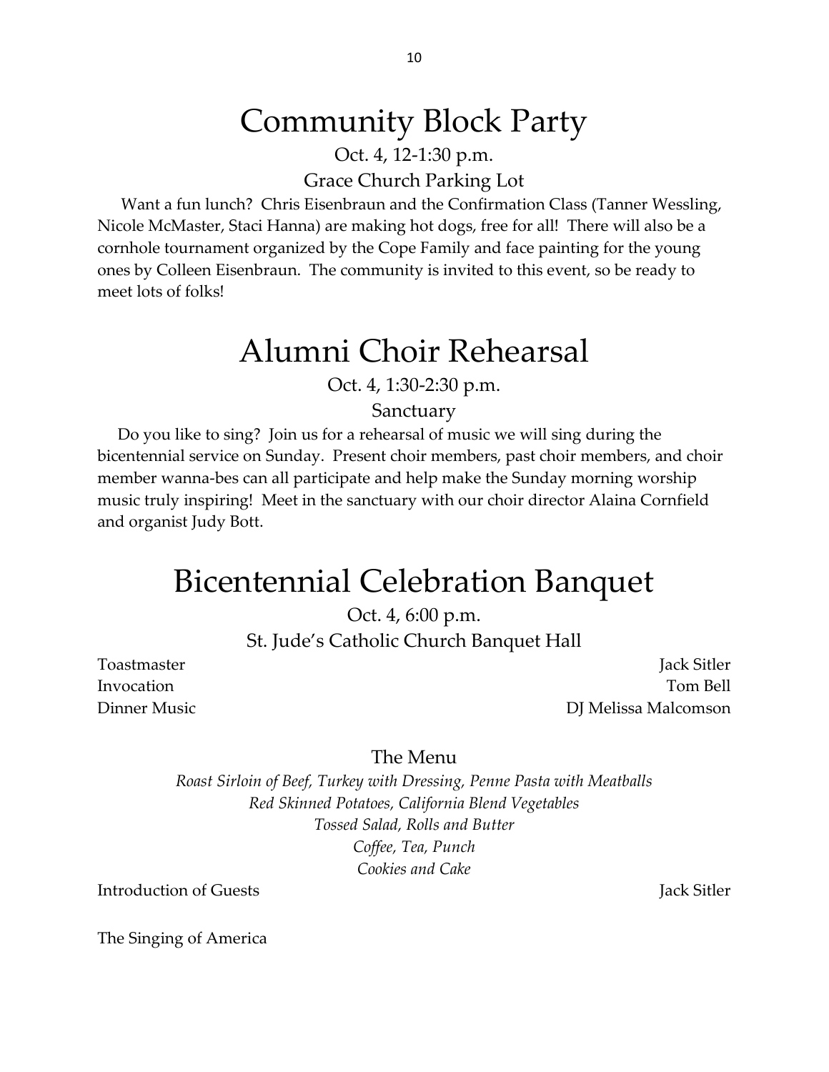# Community Block Party

Oct. 4, 12-1:30 p.m.

Grace Church Parking Lot

Want a fun lunch? Chris Eisenbraun and the Confirmation Class (Tanner Wessling, Nicole McMaster, Staci Hanna) are making hot dogs, free for all! There will also be a cornhole tournament organized by the Cope Family and face painting for the young ones by Colleen Eisenbraun. The community is invited to this event, so be ready to meet lots of folks!

# Alumni Choir Rehearsal

Oct. 4, 1:30-2:30 p.m.

Sanctuary

Do you like to sing? Join us for a rehearsal of music we will sing during the bicentennial service on Sunday. Present choir members, past choir members, and choir member wanna-bes can all participate and help make the Sunday morning worship music truly inspiring! Meet in the sanctuary with our choir director Alaina Cornfield and organist Judy Bott.

# Bicentennial Celebration Banquet

Oct. 4, 6:00 p.m.

St. Jude's Catholic Church Banquet Hall

Toastmaster — Jack Sitler
Invocation — Tom Bell
Dinner Music — DJ Melissa Malcomson

## The Menu

*Roast Sirloin of Beef, Turkey with Dressing, Penne Pasta with Meatballs*
*Red Skinned Potatoes, California Blend Vegetables*
*Tossed Salad, Rolls and Butter*
*Coffee, Tea, Punch*
*Cookies and Cake*

Introduction of Guests — Jack Sitler

The Singing of America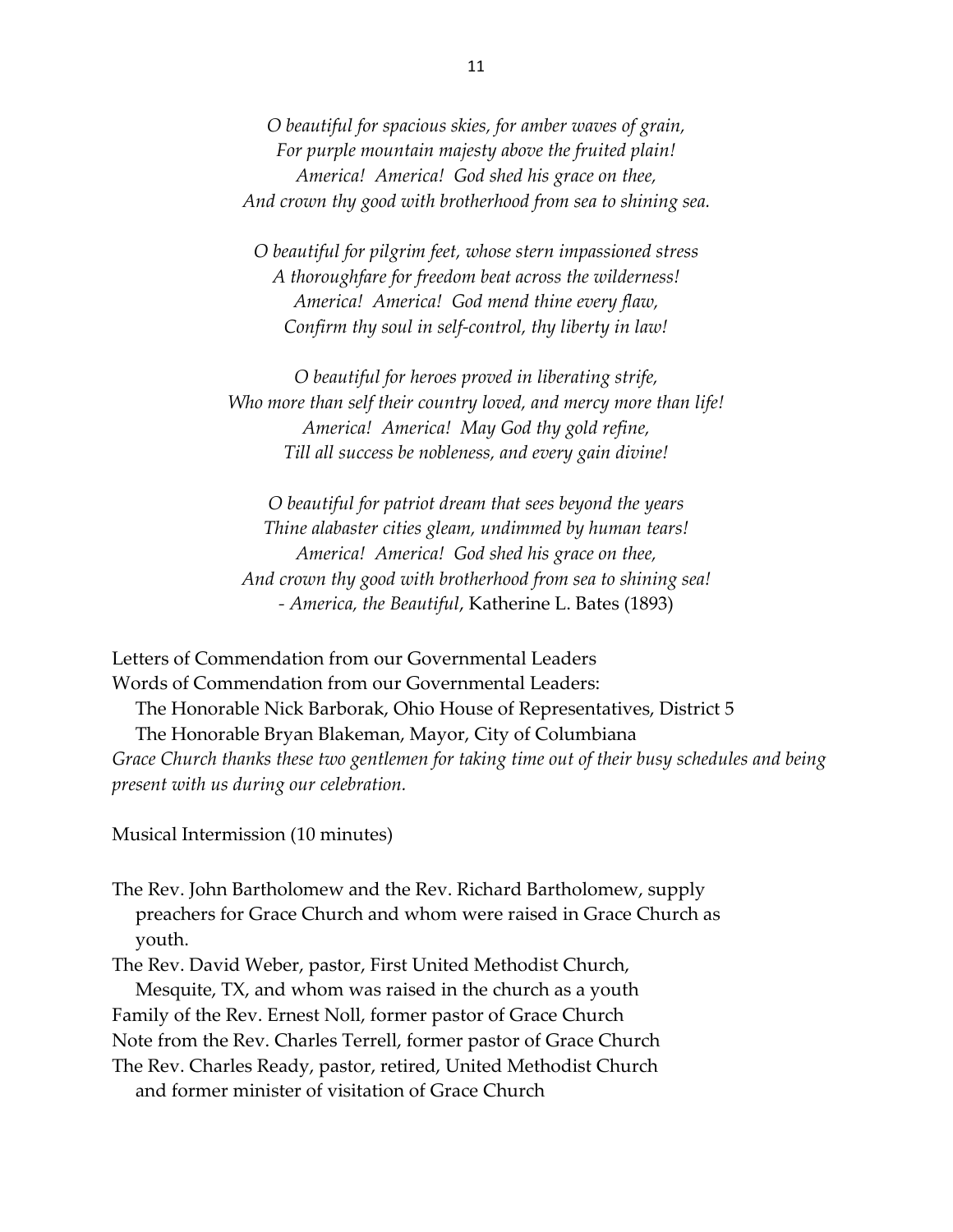*O beautiful for spacious skies, for amber waves of grain,*
*For purple mountain majesty above the fruited plain!*
*America! America! God shed his grace on thee,*
*And crown thy good with brotherhood from sea to shining sea.*

*O beautiful for pilgrim feet, whose stern impassioned stress*
*A thoroughfare for freedom beat across the wilderness!*
*America! America! God mend thine every flaw,*
*Confirm thy soul in self-control, thy liberty in law!*

*O beautiful for heroes proved in liberating strife,*
*Who more than self their country loved, and mercy more than life!*
*America! America! May God thy gold refine,*
*Till all success be nobleness, and every gain divine!*

*O beautiful for patriot dream that sees beyond the years*
*Thine alabaster cities gleam, undimmed by human tears!*
*America! America! God shed his grace on thee,*
*And crown thy good with brotherhood from sea to shining sea!*
- *America, the Beautiful*, Katherine L. Bates (1893)

Letters of Commendation from our Governmental Leaders
Words of Commendation from our Governmental Leaders:
The Honorable Nick Barborak, Ohio House of Representatives, District 5
The Honorable Bryan Blakeman, Mayor, City of Columbiana
*Grace Church thanks these two gentlemen for taking time out of their busy schedules and being present with us during our celebration.*

Musical Intermission (10 minutes)

The Rev. John Bartholomew and the Rev. Richard Bartholomew, supply preachers for Grace Church and whom were raised in Grace Church as youth.
The Rev. David Weber, pastor, First United Methodist Church, Mesquite, TX, and whom was raised in the church as a youth
Family of the Rev. Ernest Noll, former pastor of Grace Church
Note from the Rev. Charles Terrell, former pastor of Grace Church
The Rev. Charles Ready, pastor, retired, United Methodist Church and former minister of visitation of Grace Church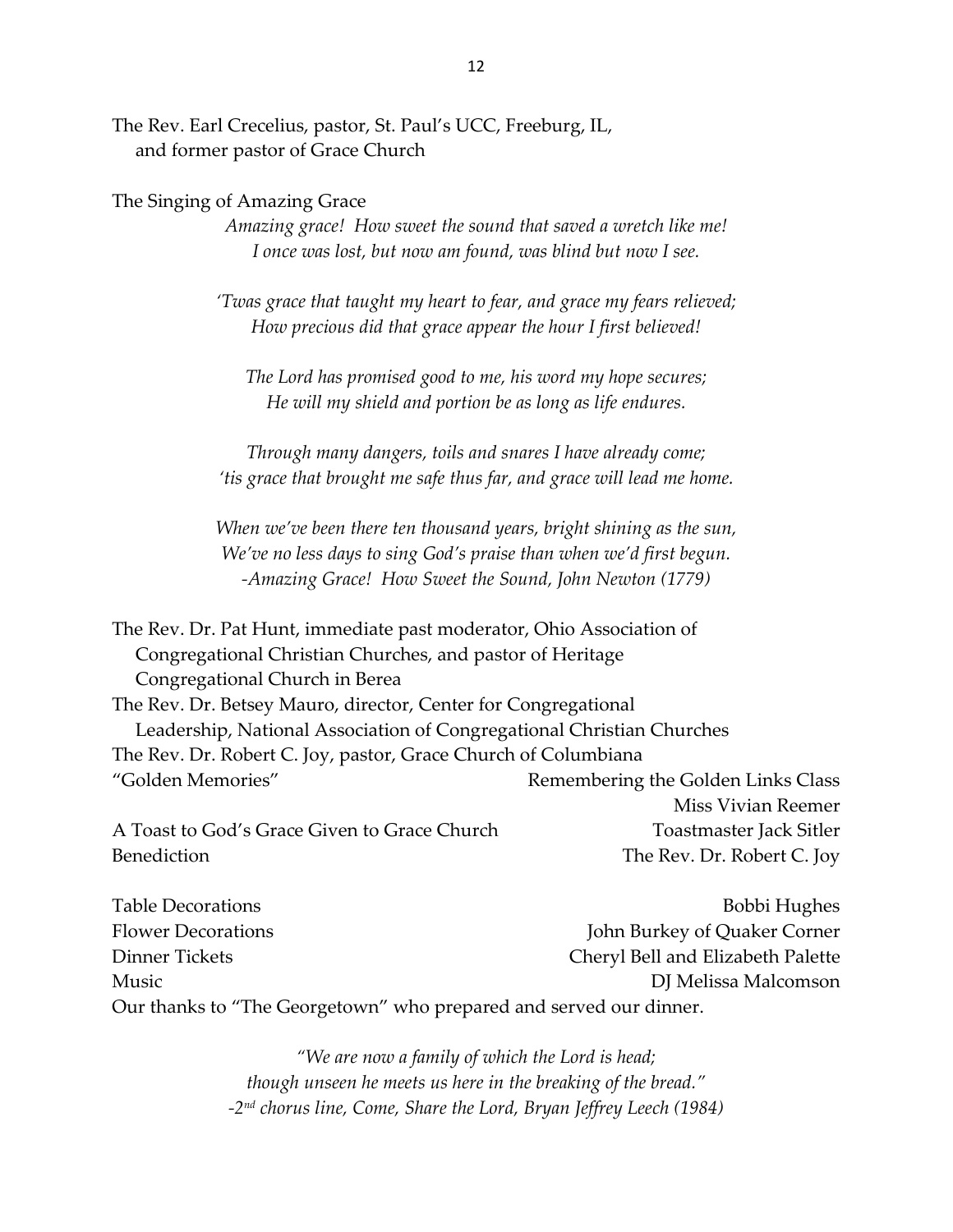The Rev. Earl Crecelius, pastor, St. Paul's UCC, Freeburg, IL,
and former pastor of Grace Church

The Singing of Amazing Grace

*Amazing grace! How sweet the sound that saved a wretch like me!*
*I once was lost, but now am found, was blind but now I see.*

*'Twas grace that taught my heart to fear, and grace my fears relieved;*
*How precious did that grace appear the hour I first believed!*

*The Lord has promised good to me, his word my hope secures;*
*He will my shield and portion be as long as life endures.*

*Through many dangers, toils and snares I have already come;*
*'tis grace that brought me safe thus far, and grace will lead me home.*

*When we've been there ten thousand years, bright shining as the sun,*
*We've no less days to sing God's praise than when we'd first begun.*
*-Amazing Grace! How Sweet the Sound, John Newton (1779)*

The Rev. Dr. Pat Hunt, immediate past moderator, Ohio Association of Congregational Christian Churches, and pastor of Heritage Congregational Church in Berea

The Rev. Dr. Betsey Mauro, director, Center for Congregational Leadership, National Association of Congregational Christian Churches

The Rev. Dr. Robert C. Joy, pastor, Grace Church of Columbiana

"Golden Memories" — Remembering the Golden Links Class, Miss Vivian Reemer

A Toast to God's Grace Given to Grace Church — Toastmaster Jack Sitler

Benediction — The Rev. Dr. Robert C. Joy

Table Decorations — Bobbi Hughes

Flower Decorations — John Burkey of Quaker Corner

Dinner Tickets — Cheryl Bell and Elizabeth Palette

Music — DJ Melissa Malcomson

Our thanks to "The Georgetown" who prepared and served our dinner.

*"We are now a family of which the Lord is head;*
*though unseen he meets us here in the breaking of the bread."*
*-2nd chorus line, Come, Share the Lord, Bryan Jeffrey Leech (1984)*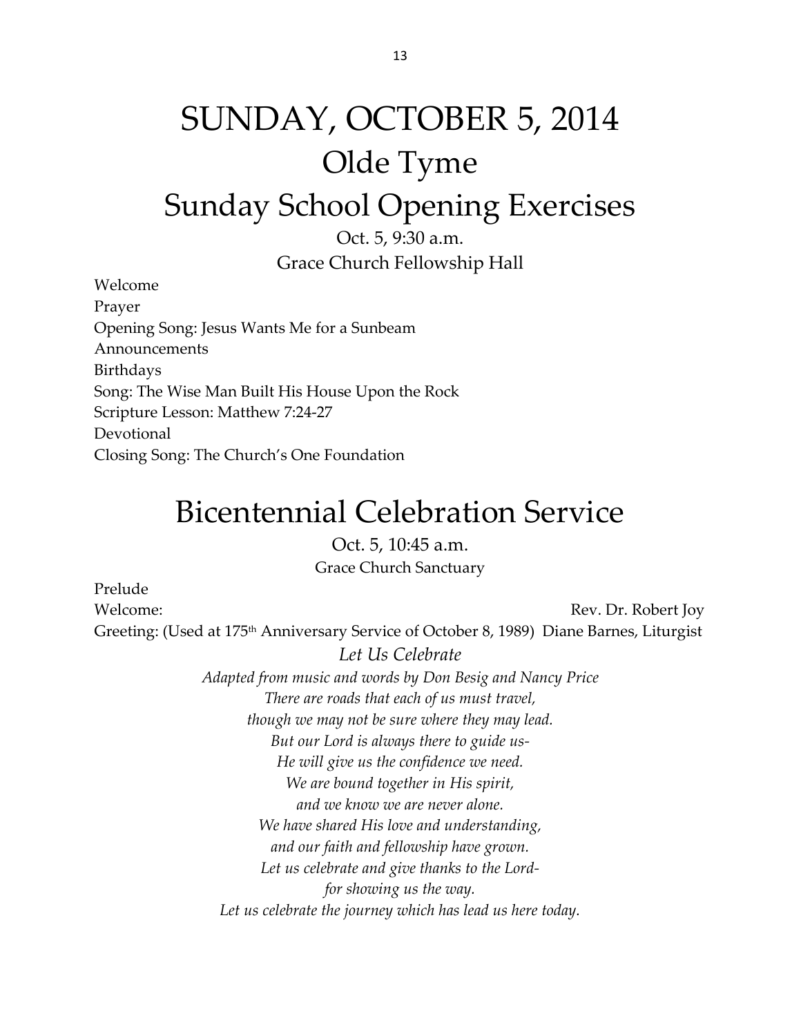# SUNDAY, OCTOBER 5, 2014

## Olde Tyme

## Sunday School Opening Exercises

Oct. 5, 9:30 a.m.

Grace Church Fellowship Hall

Welcome
Prayer
Opening Song: Jesus Wants Me for a Sunbeam
Announcements
Birthdays
Song: The Wise Man Built His House Upon the Rock
Scripture Lesson: Matthew 7:24-27
Devotional
Closing Song: The Church's One Foundation

## Bicentennial Celebration Service

Oct. 5, 10:45 a.m.

Grace Church Sanctuary

Prelude
Welcome: Rev. Dr. Robert Joy
Greeting: (Used at 175th Anniversary Service of October 8, 1989) Diane Barnes, Liturgist

*Let Us Celebrate*

*Adapted from music and words by Don Besig and Nancy Price*

*There are roads that each of us must travel,*
*though we may not be sure where they may lead.*
*But our Lord is always there to guide us-*
*He will give us the confidence we need.*
*We are bound together in His spirit,*
*and we know we are never alone.*
*We have shared His love and understanding,*
*and our faith and fellowship have grown.*
*Let us celebrate and give thanks to the Lord-*
*for showing us the way.*
*Let us celebrate the journey which has lead us here today.*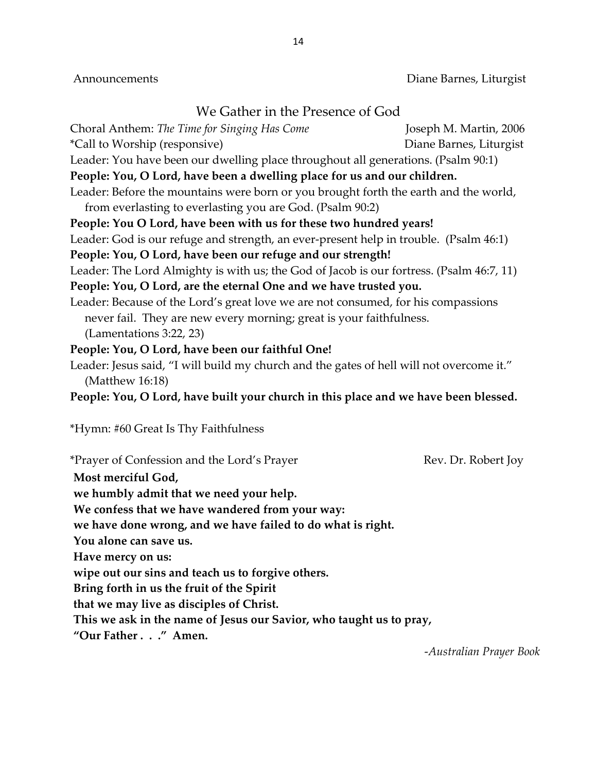Announcements Diane Barnes, Liturgist

## We Gather in the Presence of God

Choral Anthem: *The Time for Singing Has Come* Joseph M. Martin, 2006

*Call to Worship (responsive) Diane Barnes, Liturgist

Leader: You have been our dwelling place throughout all generations. (Psalm 90:1)

**People: You, O Lord, have been a dwelling place for us and our children.**

Leader: Before the mountains were born or you brought forth the earth and the world, from everlasting to everlasting you are God. (Psalm 90:2)

**People: You O Lord, have been with us for these two hundred years!**

Leader: God is our refuge and strength, an ever-present help in trouble. (Psalm 46:1)

**People: You, O Lord, have been our refuge and our strength!**

Leader: The Lord Almighty is with us; the God of Jacob is our fortress. (Psalm 46:7, 11)

**People: You, O Lord, are the eternal One and we have trusted you.**

Leader: Because of the Lord's great love we are not consumed, for his compassions never fail. They are new every morning; great is your faithfulness. (Lamentations 3:22, 23)

**People: You, O Lord, have been our faithful One!**

Leader: Jesus said, "I will build my church and the gates of hell will not overcome it." (Matthew 16:18)

**People: You, O Lord, have built your church in this place and we have been blessed.**

*Hymn: #60 Great Is Thy Faithfulness

*Prayer of Confession and the Lord's Prayer Rev. Dr. Robert Joy

**Most merciful God,**
**we humbly admit that we need your help.**
**We confess that we have wandered from your way:**
**we have done wrong, and we have failed to do what is right.**
**You alone can save us.**
**Have mercy on us:**
**wipe out our sins and teach us to forgive others.**
**Bring forth in us the fruit of the Spirit**
**that we may live as disciples of Christ.**
**This we ask in the name of Jesus our Savior, who taught us to pray,**
**"Our Father . . ." Amen.**

*-Australian Prayer Book*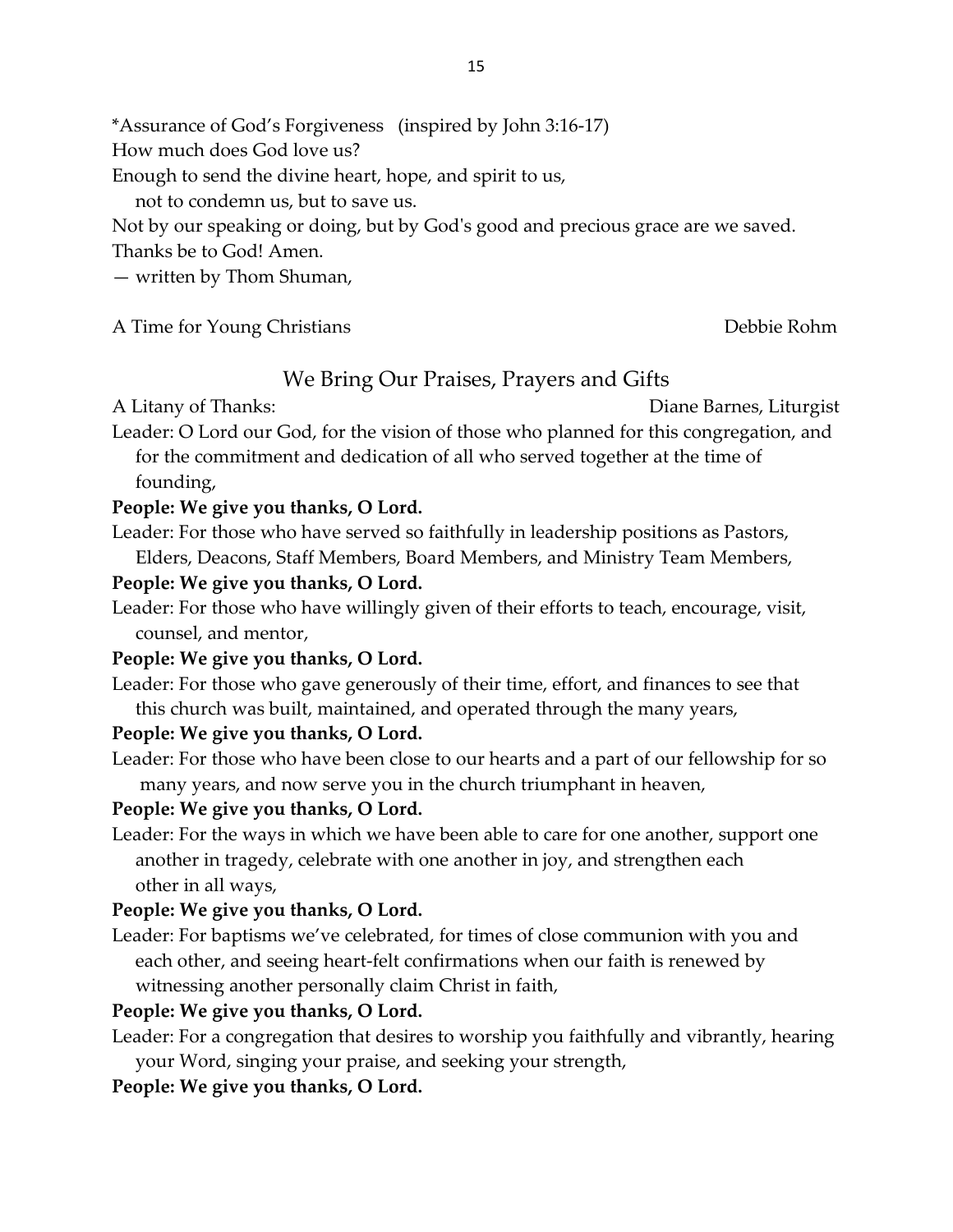*Assurance of God's Forgiveness (inspired by John 3:16-17)
How much does God love us?
Enough to send the divine heart, hope, and spirit to us,
not to condemn us, but to save us.
Not by our speaking or doing, but by God's good and precious grace are we saved.
Thanks be to God! Amen.
— written by Thom Shuman,

A Time for Young Christians Debbie Rohm

## We Bring Our Praises, Prayers and Gifts

A Litany of Thanks: Diane Barnes, Liturgist

Leader: O Lord our God, for the vision of those who planned for this congregation, and for the commitment and dedication of all who served together at the time of founding,

**People: We give you thanks, O Lord.**

Leader: For those who have served so faithfully in leadership positions as Pastors, Elders, Deacons, Staff Members, Board Members, and Ministry Team Members,

**People: We give you thanks, O Lord.**

Leader: For those who have willingly given of their efforts to teach, encourage, visit, counsel, and mentor,

**People: We give you thanks, O Lord.**

Leader: For those who gave generously of their time, effort, and finances to see that this church was built, maintained, and operated through the many years,

**People: We give you thanks, O Lord.**

Leader: For those who have been close to our hearts and a part of our fellowship for so many years, and now serve you in the church triumphant in heaven,

**People: We give you thanks, O Lord.**

Leader: For the ways in which we have been able to care for one another, support one another in tragedy, celebrate with one another in joy, and strengthen each other in all ways,

**People: We give you thanks, O Lord.**

Leader: For baptisms we've celebrated, for times of close communion with you and each other, and seeing heart-felt confirmations when our faith is renewed by witnessing another personally claim Christ in faith,

**People: We give you thanks, O Lord.**

Leader: For a congregation that desires to worship you faithfully and vibrantly, hearing your Word, singing your praise, and seeking your strength,

**People: We give you thanks, O Lord.**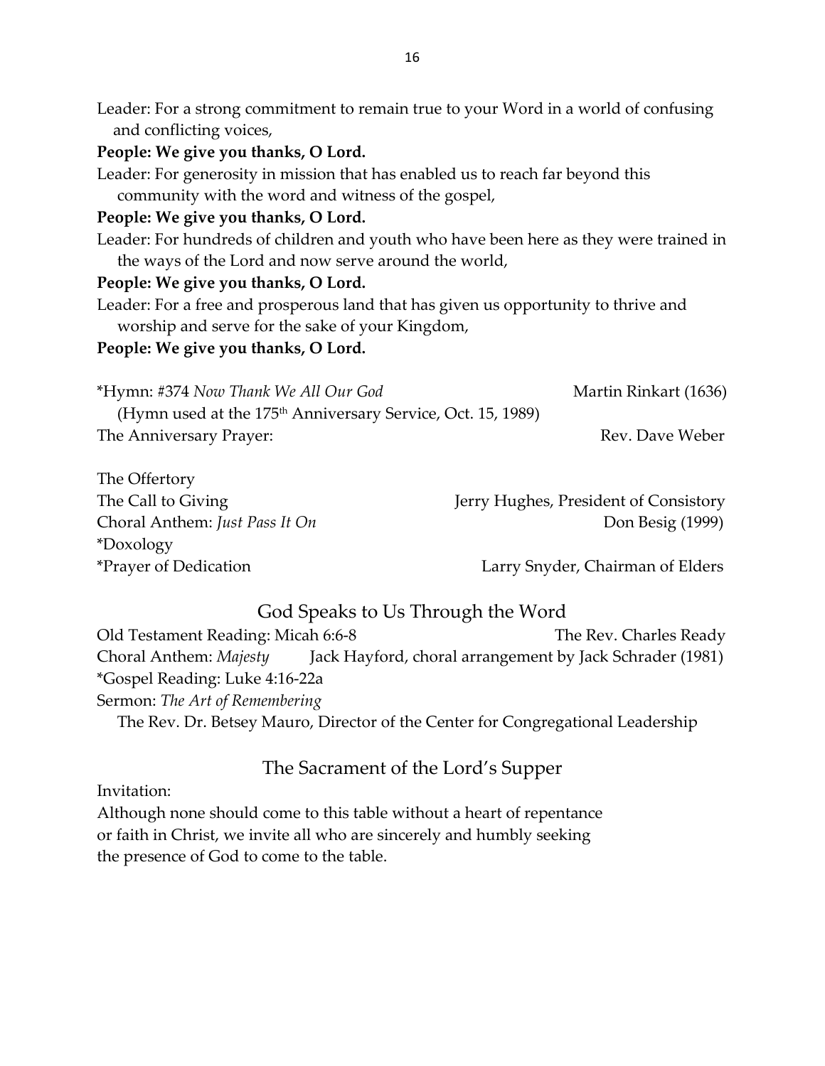Leader: For a strong commitment to remain true to your Word in a world of confusing and conflicting voices,

**People: We give you thanks, O Lord.**

Leader: For generosity in mission that has enabled us to reach far beyond this community with the word and witness of the gospel,

**People: We give you thanks, O Lord.**

Leader: For hundreds of children and youth who have been here as they were trained in the ways of the Lord and now serve around the world,

**People: We give you thanks, O Lord.**

Leader: For a free and prosperous land that has given us opportunity to thrive and worship and serve for the sake of your Kingdom,

**People: We give you thanks, O Lord.**

*Hymn: #374 *Now Thank We All Our God* — Martin Rinkart (1636)
(Hymn used at the 175th Anniversary Service, Oct. 15, 1989)

The Anniversary Prayer: — Rev. Dave Weber

The Offertory

The Call to Giving — Jerry Hughes, President of Consistory

Choral Anthem: *Just Pass It On* — Don Besig (1999)

*Doxology

*Prayer of Dedication — Larry Snyder, Chairman of Elders

## God Speaks to Us Through the Word

Old Testament Reading: Micah 6:6-8 — The Rev. Charles Ready

Choral Anthem: *Majesty* — Jack Hayford, choral arrangement by Jack Schrader (1981)

*Gospel Reading: Luke 4:16-22a

Sermon: *The Art of Remembering*
The Rev. Dr. Betsey Mauro, Director of the Center for Congregational Leadership

## The Sacrament of the Lord's Supper

Invitation:

Although none should come to this table without a heart of repentance or faith in Christ, we invite all who are sincerely and humbly seeking the presence of God to come to the table.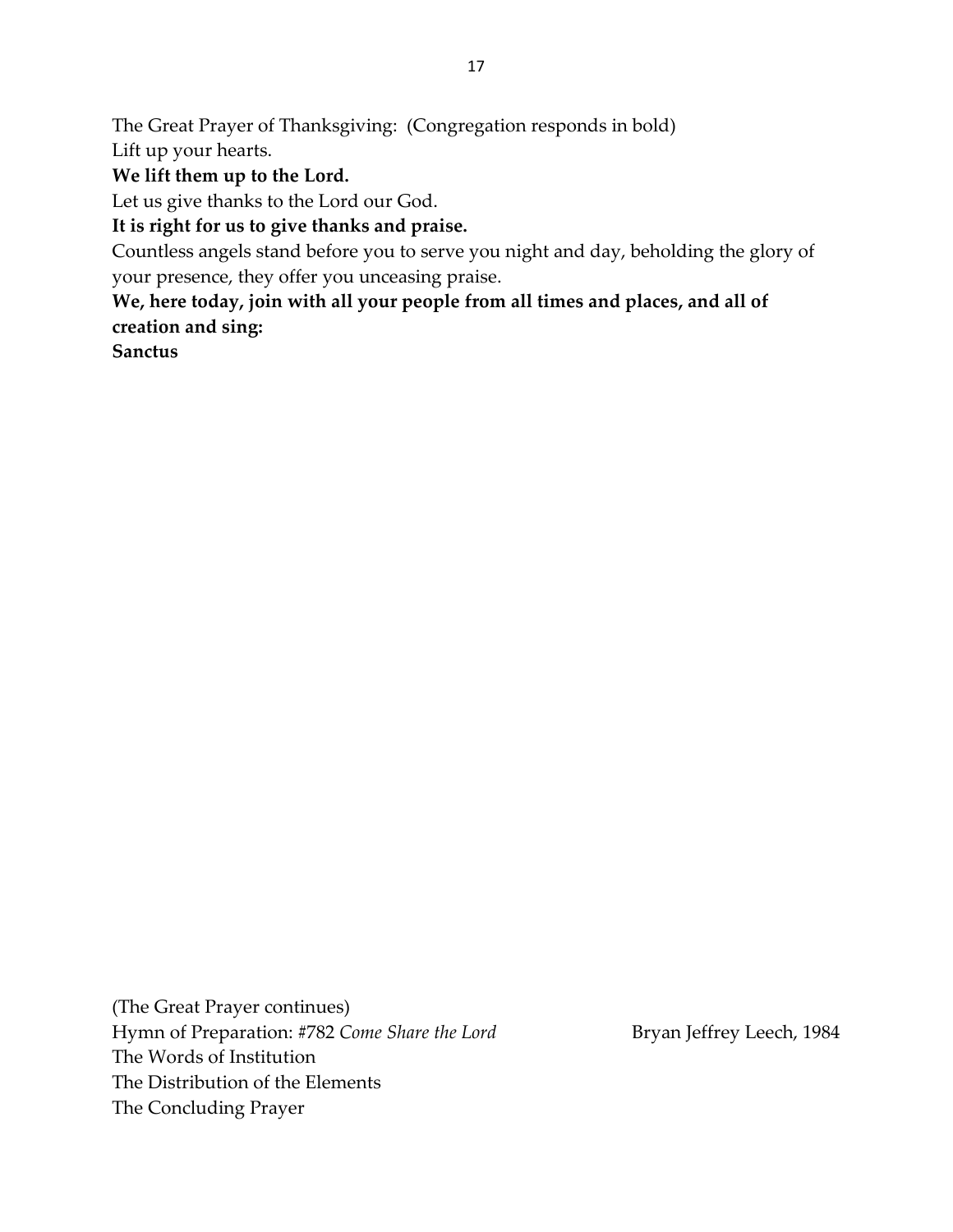The Great Prayer of Thanksgiving: (Congregation responds in bold)

Lift up your hearts.

**We lift them up to the Lord.**

Let us give thanks to the Lord our God.

**It is right for us to give thanks and praise.**

Countless angels stand before you to serve you night and day, beholding the glory of your presence, they offer you unceasing praise.

**We, here today, join with all your people from all times and places, and all of creation and sing:**

**Sanctus**

(The Great Prayer continues)

Hymn of Preparation: #782 *Come Share the Lord* Bryan Jeffrey Leech, 1984

The Words of Institution

The Distribution of the Elements

The Concluding Prayer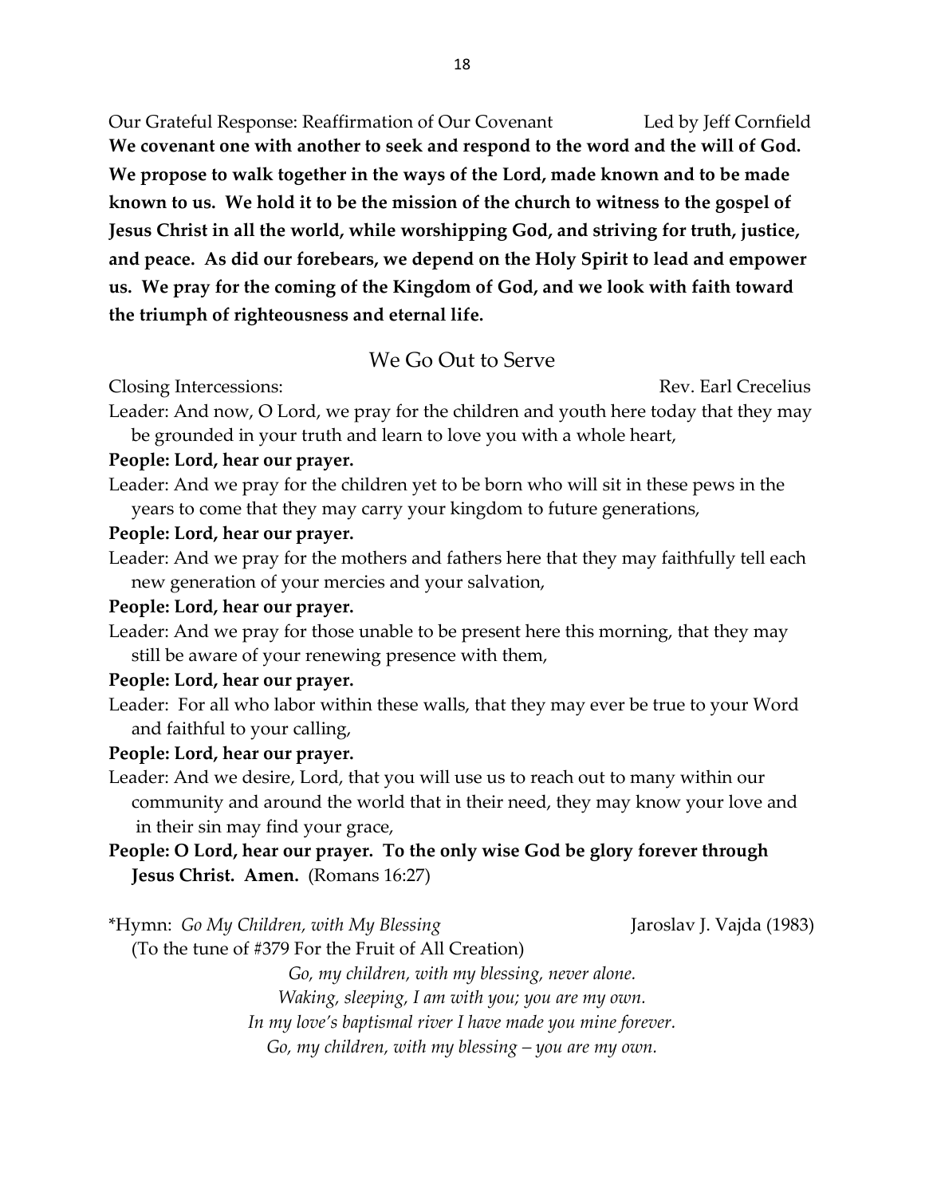Our Grateful Response: Reaffirmation of Our Covenant Led by Jeff Cornfield

**We covenant one with another to seek and respond to the word and the will of God. We propose to walk together in the ways of the Lord, made known and to be made known to us. We hold it to be the mission of the church to witness to the gospel of Jesus Christ in all the world, while worshipping God, and striving for truth, justice, and peace. As did our forebears, we depend on the Holy Spirit to lead and empower us. We pray for the coming of the Kingdom of God, and we look with faith toward the triumph of righteousness and eternal life.**

## We Go Out to Serve

Closing Intercessions: Rev. Earl Crecelius

Leader: And now, O Lord, we pray for the children and youth here today that they may be grounded in your truth and learn to love you with a whole heart,

**People: Lord, hear our prayer.**

Leader: And we pray for the children yet to be born who will sit in these pews in the years to come that they may carry your kingdom to future generations,

**People: Lord, hear our prayer.**

Leader: And we pray for the mothers and fathers here that they may faithfully tell each new generation of your mercies and your salvation,

**People: Lord, hear our prayer.**

Leader: And we pray for those unable to be present here this morning, that they may still be aware of your renewing presence with them,

**People: Lord, hear our prayer.**

Leader: For all who labor within these walls, that they may ever be true to your Word and faithful to your calling,

**People: Lord, hear our prayer.**

Leader: And we desire, Lord, that you will use us to reach out to many within our community and around the world that in their need, they may know your love and in their sin may find your grace,

**People: O Lord, hear our prayer. To the only wise God be glory forever through Jesus Christ. Amen.** (Romans 16:27)

*Hymn: *Go My Children, with My Blessing* Jaroslav J. Vajda (1983)

(To the tune of #379 For the Fruit of All Creation)

*Go, my children, with my blessing, never alone.*
*Waking, sleeping, I am with you; you are my own.*
*In my love's baptismal river I have made you mine forever.*
*Go, my children, with my blessing – you are my own.*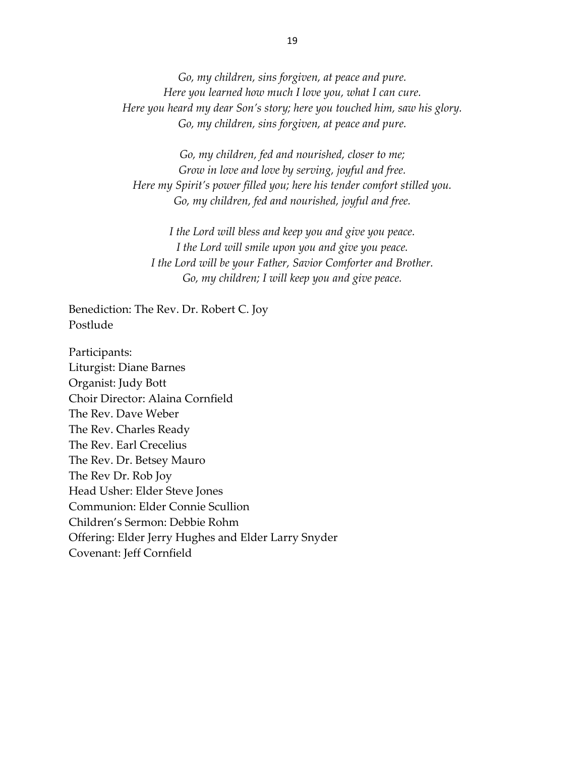*Go, my children, sins forgiven, at peace and pure.*
*Here you learned how much I love you, what I can cure.*
*Here you heard my dear Son's story; here you touched him, saw his glory.*
*Go, my children, sins forgiven, at peace and pure.*

*Go, my children, fed and nourished, closer to me;*
*Grow in love and love by serving, joyful and free.*
*Here my Spirit's power filled you; here his tender comfort stilled you.*
*Go, my children, fed and nourished, joyful and free.*

*I the Lord will bless and keep you and give you peace.*
*I the Lord will smile upon you and give you peace.*
*I the Lord will be your Father, Savior Comforter and Brother.*
*Go, my children; I will keep you and give peace.*

Benediction: The Rev. Dr. Robert C. Joy
Postlude

Participants:
Liturgist: Diane Barnes
Organist: Judy Bott
Choir Director: Alaina Cornfield
The Rev. Dave Weber
The Rev. Charles Ready
The Rev. Earl Crecelius
The Rev. Dr. Betsey Mauro
The Rev Dr. Rob Joy
Head Usher: Elder Steve Jones
Communion: Elder Connie Scullion
Children's Sermon: Debbie Rohm
Offering: Elder Jerry Hughes and Elder Larry Snyder
Covenant: Jeff Cornfield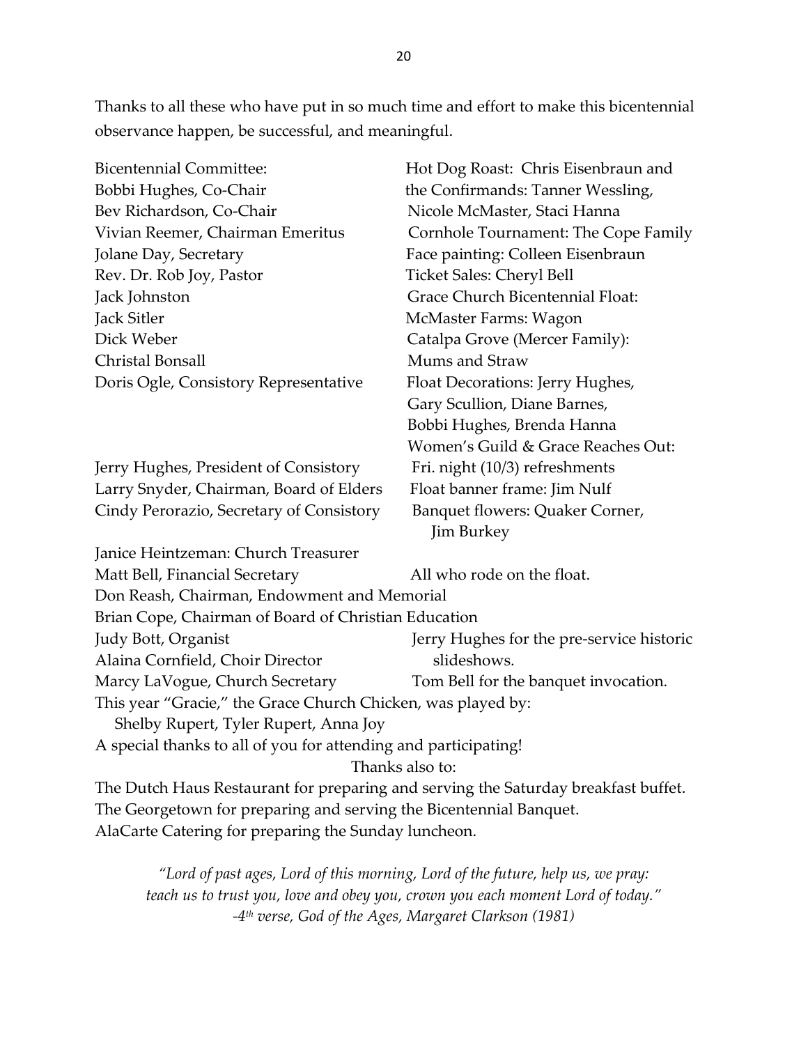Thanks to all these who have put in so much time and effort to make this bicentennial observance happen, be successful, and meaningful.

Bicentennial Committee:
Bobbi Hughes, Co-Chair
Bev Richardson, Co-Chair
Vivian Reemer, Chairman Emeritus
Jolane Day, Secretary
Rev. Dr. Rob Joy, Pastor
Jack Johnston
Jack Sitler
Dick Weber
Christal Bonsall
Doris Ogle, Consistory Representative

Jerry Hughes, President of Consistory
Larry Snyder, Chairman, Board of Elders
Cindy Perorazio, Secretary of Consistory

Janice Heintzeman: Church Treasurer
Matt Bell, Financial Secretary
Don Reash, Chairman, Endowment and Memorial
Brian Cope, Chairman of Board of Christian Education
Judy Bott, Organist
Alaina Cornfield, Choir Director
Marcy LaVogue, Church Secretary

Hot Dog Roast: Chris Eisenbraun and the Confirmands: Tanner Wessling, Nicole McMaster, Staci Hanna
Cornhole Tournament: The Cope Family
Face painting: Colleen Eisenbraun
Ticket Sales: Cheryl Bell
Grace Church Bicentennial Float:
McMaster Farms: Wagon
Catalpa Grove (Mercer Family): Mums and Straw
Float Decorations: Jerry Hughes, Gary Scullion, Diane Barnes, Bobbi Hughes, Brenda Hanna
Women's Guild & Grace Reaches Out: Fri. night (10/3) refreshments
Float banner frame: Jim Nulf
Banquet flowers: Quaker Corner, Jim Burkey

All who rode on the float.

Jerry Hughes for the pre-service historic slideshows.
Tom Bell for the banquet invocation.

This year "Gracie," the Grace Church Chicken, was played by:
Shelby Rupert, Tyler Rupert, Anna Joy

A special thanks to all of you for attending and participating!

Thanks also to:

The Dutch Haus Restaurant for preparing and serving the Saturday breakfast buffet.
The Georgetown for preparing and serving the Bicentennial Banquet.
AlaCarte Catering for preparing the Sunday luncheon.

*"Lord of past ages, Lord of this morning, Lord of the future, help us, we pray: teach us to trust you, love and obey you, crown you each moment Lord of today."*
*-4th verse, God of the Ages, Margaret Clarkson (1981)*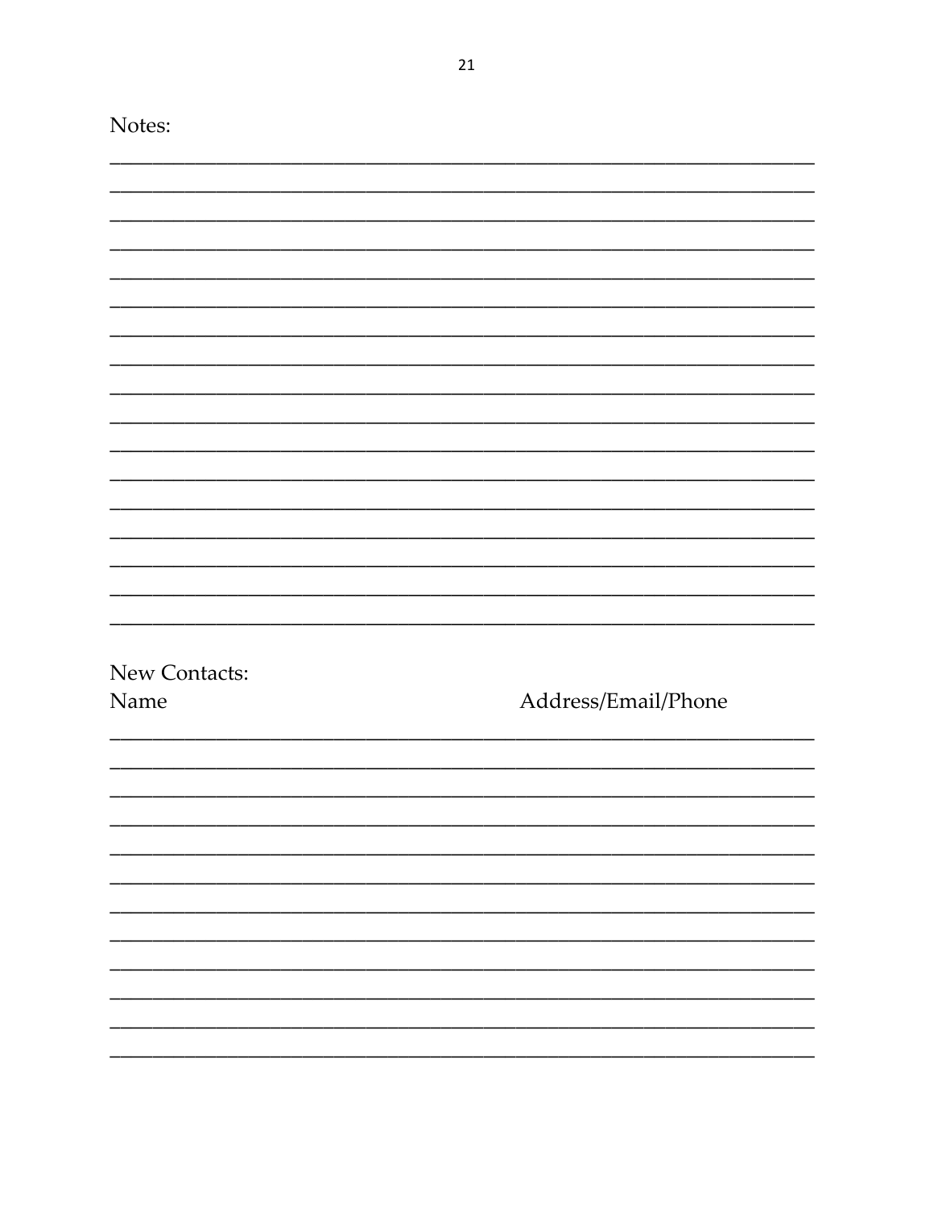Notes:

_______________________________________________________________________
_______________________________________________________________________
_______________________________________________________________________
_______________________________________________________________________
_______________________________________________________________________
_______________________________________________________________________
_______________________________________________________________________
_______________________________________________________________________
_______________________________________________________________________
_______________________________________________________________________
_______________________________________________________________________
_______________________________________________________________________
_______________________________________________________________________
_______________________________________________________________________
_______________________________________________________________________
_______________________________________________________________________
_______________________________________________________________________

New Contacts:

Name Address/Email/Phone

_______________________________________________________________________
_______________________________________________________________________
_______________________________________________________________________
_______________________________________________________________________
_______________________________________________________________________
_______________________________________________________________________
_______________________________________________________________________
_______________________________________________________________________
_______________________________________________________________________
_______________________________________________________________________
_______________________________________________________________________
_______________________________________________________________________